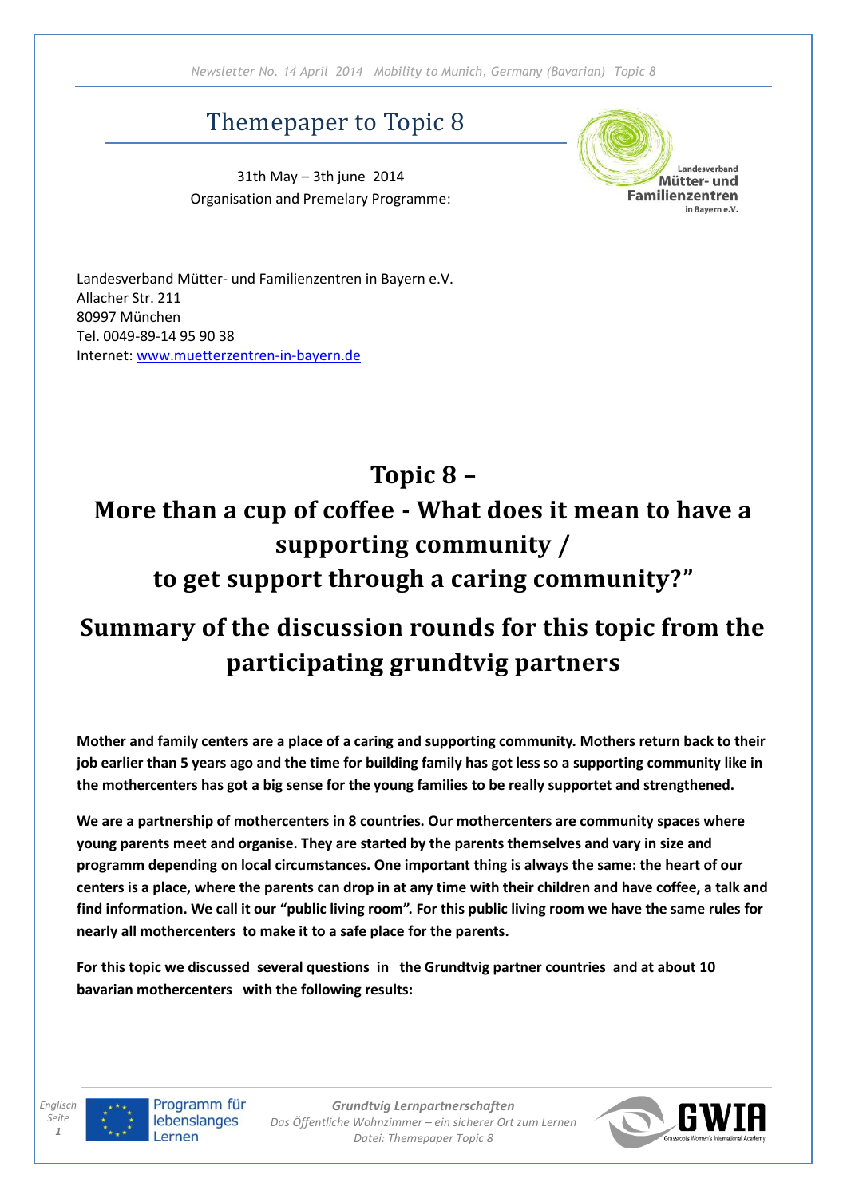# Themepaper to Topic 8

31th May – 3th june 2014
Organisation and Premelary Programme:

Landesverband Mütter- und Familienzentren in Bayern e.V.
Allacher Str. 211
80997 München
Tel. 0049-89-14 95 90 38
Internet: [www.muetterzentren-in-bayern.de](http://www.muetterzentren-in-bayern.de)

## Topic 8 – More than a cup of coffee - What does it mean to have a supporting community / to get support through a caring community?"

## Summary of the discussion rounds for this topic from the participating grundtvig partners

**Mother and family centers are a place of a caring and supporting community. Mothers return back to their job earlier than 5 years ago and the time for building family has got less so a supporting community like in the mothercenters has got a big sense for the young families to be really supportet and strengthened.**

**We are a partnership of mothercenters in 8 countries. Our mothercenters are community spaces where young parents meet and organise. They are started by the parents themselves and vary in size and programm depending on local circumstances. One important thing is always the same: the heart of our centers is a place, where the parents can drop in at any time with their children and have coffee, a talk and find information. We call it our "public living room". For this public living room we have the same rules for nearly all mothercenters to make it to a safe place for the parents.**

**For this topic we discussed several questions in the Grundtvig partner countries and at about 10 bavarian mothercenters with the following results:**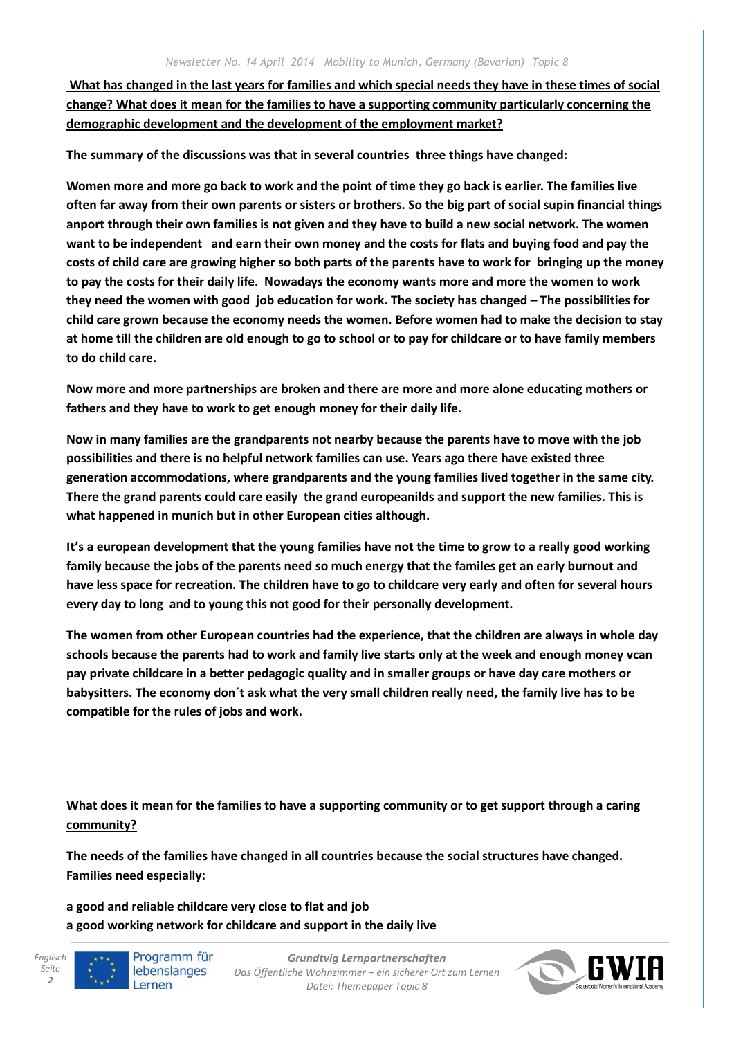**What has changed in the last years for families and which special needs they have in these times of social change? What does it mean for the families to have a supporting community particularly concerning the demographic development and the development of the employment market?**

**The summary of the discussions was that in several countries three things have changed:**

**Women more and more go back to work and the point of time they go back is earlier. The families live often far away from their own parents or sisters or brothers. So the big part of social supin financial things anport through their own families is not given and they have to build a new social network. The women want to be independent and earn their own money and the costs for flats and buying food and pay the costs of child care are growing higher so both parts of the parents have to work for bringing up the money to pay the costs for their daily life. Nowadays the economy wants more and more the women to work they need the women with good job education for work. The society has changed – The possibilities for child care grown because the economy needs the women. Before women had to make the decision to stay at home till the children are old enough to go to school or to pay for childcare or to have family members to do child care.**

**Now more and more partnerships are broken and there are more and more alone educating mothers or fathers and they have to work to get enough money for their daily life.**

**Now in many families are the grandparents not nearby because the parents have to move with the job possibilities and there is no helpful network families can use. Years ago there have existed three generation accommodations, where grandparents and the young families lived together in the same city. There the grand parents could care easily the grand europeanilds and support the new families. This is what happened in munich but in other European cities although.**

**It's a european development that the young families have not the time to grow to a really good working family because the jobs of the parents need so much energy that the familes get an early burnout and have less space for recreation. The children have to go to childcare very early and often for several hours every day to long and to young this not good for their personally development.**

**The women from other European countries had the experience, that the children are always in whole day schools because the parents had to work and family live starts only at the week and enough money vcan pay private childcare in a better pedagogic quality and in smaller groups or have day care mothers or babysitters. The economy don´t ask what the very small children really need, the family live has to be compatible for the rules of jobs and work.**

**What does it mean for the families to have a supporting community or to get support through a caring community?**

**The needs of the families have changed in all countries because the social structures have changed. Families need especially:**

**a good and reliable childcare very close to flat and job**
**a good working network for childcare and support in the daily live**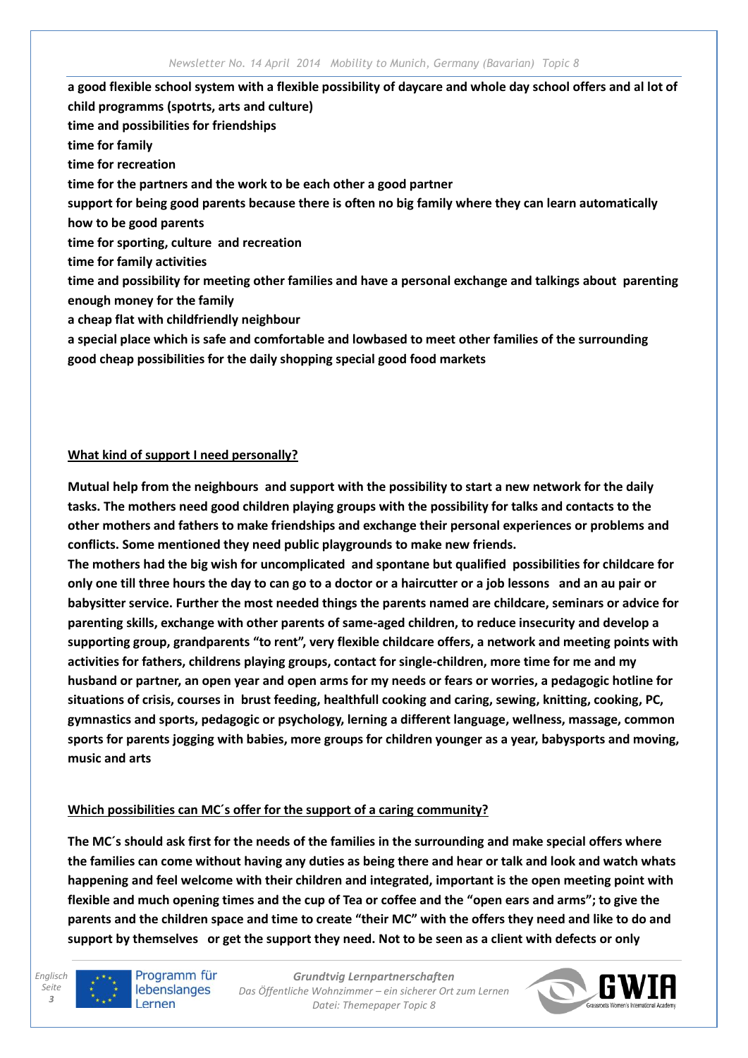**a good flexible school system with a flexible possibility of daycare and whole day school offers and al lot of child programms (spotrts, arts and culture)**
**time and possibilities for friendships**
**time for family**
**time for recreation**
**time for the partners and the work to be each other a good partner**
**support for being good parents because there is often no big family where they can learn automatically how to be good parents**
**time for sporting, culture and recreation**
**time for family activities**
**time and possibility for meeting other families and have a personal exchange and talkings about parenting**
**enough money for the family**
**a cheap flat with childfriendly neighbour**
**a special place which is safe and comfortable and lowbased to meet other families of the surrounding**
**good cheap possibilities for the daily shopping special good food markets**

**<u>What kind of support I need personally?</u>**

**Mutual help from the neighbours and support with the possibility to start a new network for the daily tasks. The mothers need good children playing groups with the possibility for talks and contacts to the other mothers and fathers to make friendships and exchange their personal experiences or problems and conflicts. Some mentioned they need public playgrounds to make new friends.**
**The mothers had the big wish for uncomplicated and spontane but qualified possibilities for childcare for only one till three hours the day to can go to a doctor or a haircutter or a job lessons and an au pair or babysitter service. Further the most needed things the parents named are childcare, seminars or advice for parenting skills, exchange with other parents of same-aged children, to reduce insecurity and develop a supporting group, grandparents "to rent", very flexible childcare offers, a network and meeting points with activities for fathers, childrens playing groups, contact for single-children, more time for me and my husband or partner, an open year and open arms for my needs or fears or worries, a pedagogic hotline for situations of crisis, courses in brust feeding, healthfull cooking and caring, sewing, knitting, cooking, PC, gymnastics and sports, pedagogic or psychology, lerning a different language, wellness, massage, common sports for parents jogging with babies, more groups for children younger as a year, babysports and moving, music and arts**

**<u>Which possibilities can MC´s offer for the support of a caring community?</u>**

**The MC´s should ask first for the needs of the families in the surrounding and make special offers where the families can come without having any duties as being there and hear or talk and look and watch whats happening and feel welcome with their children and integrated, important is the open meeting point with flexible and much opening times and the cup of Tea or coffee and the "open ears and arms"; to give the parents and the children space and time to create "their MC" with the offers they need and like to do and support by themselves or get the support they need. Not to be seen as a client with defects or only**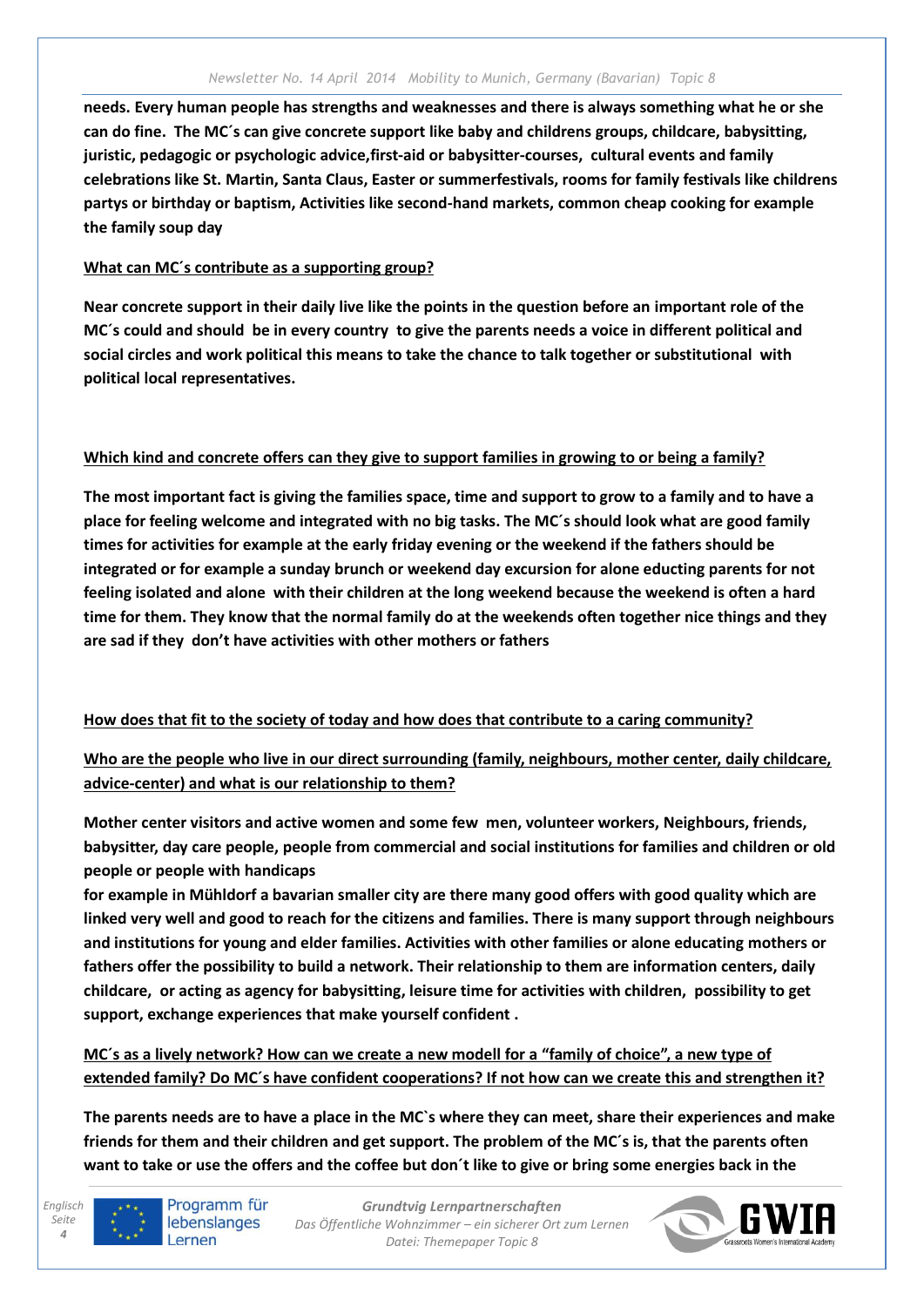**needs. Every human people has strengths and weaknesses and there is always something what he or she can do fine. The MC´s can give concrete support like baby and childrens groups, childcare, babysitting, juristic, pedagogic or psychologic advice,first-aid or babysitter-courses, cultural events and family celebrations like St. Martin, Santa Claus, Easter or summerfestivals, rooms for family festivals like childrens partys or birthday or baptism, Activities like second-hand markets, common cheap cooking for example the family soup day**

**<u>What can MC´s contribute as a supporting group?</u>**

**Near concrete support in their daily live like the points in the question before an important role of the MC´s could and should be in every country to give the parents needs a voice in different political and social circles and work political this means to take the chance to talk together or substitutional with political local representatives.**

**<u>Which kind and concrete offers can they give to support families in growing to or being a family?</u>**

**The most important fact is giving the families space, time and support to grow to a family and to have a place for feeling welcome and integrated with no big tasks. The MC´s should look what are good family times for activities for example at the early friday evening or the weekend if the fathers should be integrated or for example a sunday brunch or weekend day excursion for alone educting parents for not feeling isolated and alone with their children at the long weekend because the weekend is often a hard time for them. They know that the normal family do at the weekends often together nice things and they are sad if they don't have activities with other mothers or fathers**

**<u>How does that fit to the society of today and how does that contribute to a caring community?</u>**

**<u>Who are the people who live in our direct surrounding (family, neighbours, mother center, daily childcare, advice-center) and what is our relationship to them?</u>**

**Mother center visitors and active women and some few men, volunteer workers, Neighbours, friends, babysitter, day care people, people from commercial and social institutions for families and children or old people or people with handicaps**
**for example in Mühldorf a bavarian smaller city are there many good offers with good quality which are linked very well and good to reach for the citizens and families. There is many support through neighbours and institutions for young and elder families. Activities with other families or alone educating mothers or fathers offer the possibility to build a network. Their relationship to them are information centers, daily childcare, or acting as agency for babysitting, leisure time for activities with children, possibility to get support, exchange experiences that make yourself confident .**

**<u>MC´s as a lively network? How can we create a new modell for a "family of choice", a new type of extended family? Do MC´s have confident cooperations? If not how can we create this and strengthen it?</u>**

**The parents needs are to have a place in the MC`s where they can meet, share their experiences and make friends for them and their children and get support. The problem of the MC´s is, that the parents often want to take or use the offers and the coffee but don´t like to give or bring some energies back in the**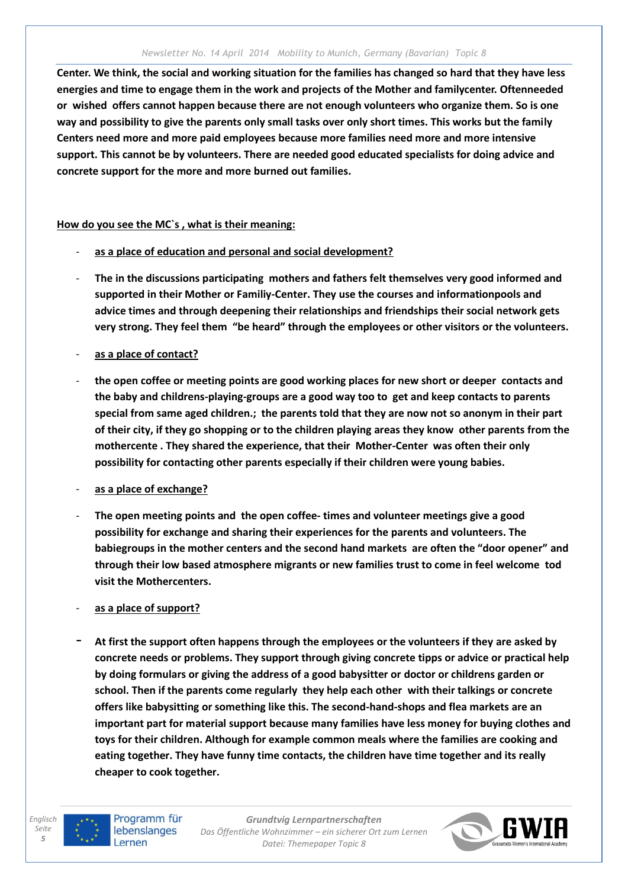**Center. We think, the social and working situation for the families has changed so hard that they have less energies and time to engage them in the work and projects of the Mother and familycenter. Oftenneeded or wished offers cannot happen because there are not enough volunteers who organize them. So is one way and possibility to give the parents only small tasks over only short times. This works but the family Centers need more and more paid employees because more families need more and more intensive support. This cannot be by volunteers. There are needed good educated specialists for doing advice and concrete support for the more and more burned out families.**

**<u>How do you see the MC`s , what is their meaning:</u>**

- **<u>as a place of education and personal and social development?</u>**
- **The in the discussions participating mothers and fathers felt themselves very good informed and supported in their Mother or Familiy-Center. They use the courses and informationpools and advice times and through deepening their relationships and friendships their social network gets very strong. They feel them "be heard" through the employees or other visitors or the volunteers.**
- **<u>as a place of contact?</u>**
- **the open coffee or meeting points are good working places for new short or deeper contacts and the baby and childrens-playing-groups are a good way too to get and keep contacts to parents special from same aged children.; the parents told that they are now not so anonym in their part of their city, if they go shopping or to the children playing areas they know other parents from the mothercente . They shared the experience, that their Mother-Center was often their only possibility for contacting other parents especially if their children were young babies.**
- **<u>as a place of exchange?</u>**
- **The open meeting points and the open coffee- times and volunteer meetings give a good possibility for exchange and sharing their experiences for the parents and volunteers. The babiegroups in the mother centers and the second hand markets are often the "door opener" and through their low based atmosphere migrants or new families trust to come in feel welcome tod visit the Mothercenters.**
- **<u>as a place of support?</u>**
- **At first the support often happens through the employees or the volunteers if they are asked by concrete needs or problems. They support through giving concrete tipps or advice or practical help by doing formulars or giving the address of a good babysitter or doctor or childrens garden or school. Then if the parents come regularly they help each other with their talkings or concrete offers like babysitting or something like this. The second-hand-shops and flea markets are an important part for material support because many families have less money for buying clothes and toys for their children. Although for example common meals where the families are cooking and eating together. They have funny time contacts, the children have time together and its really cheaper to cook together.**